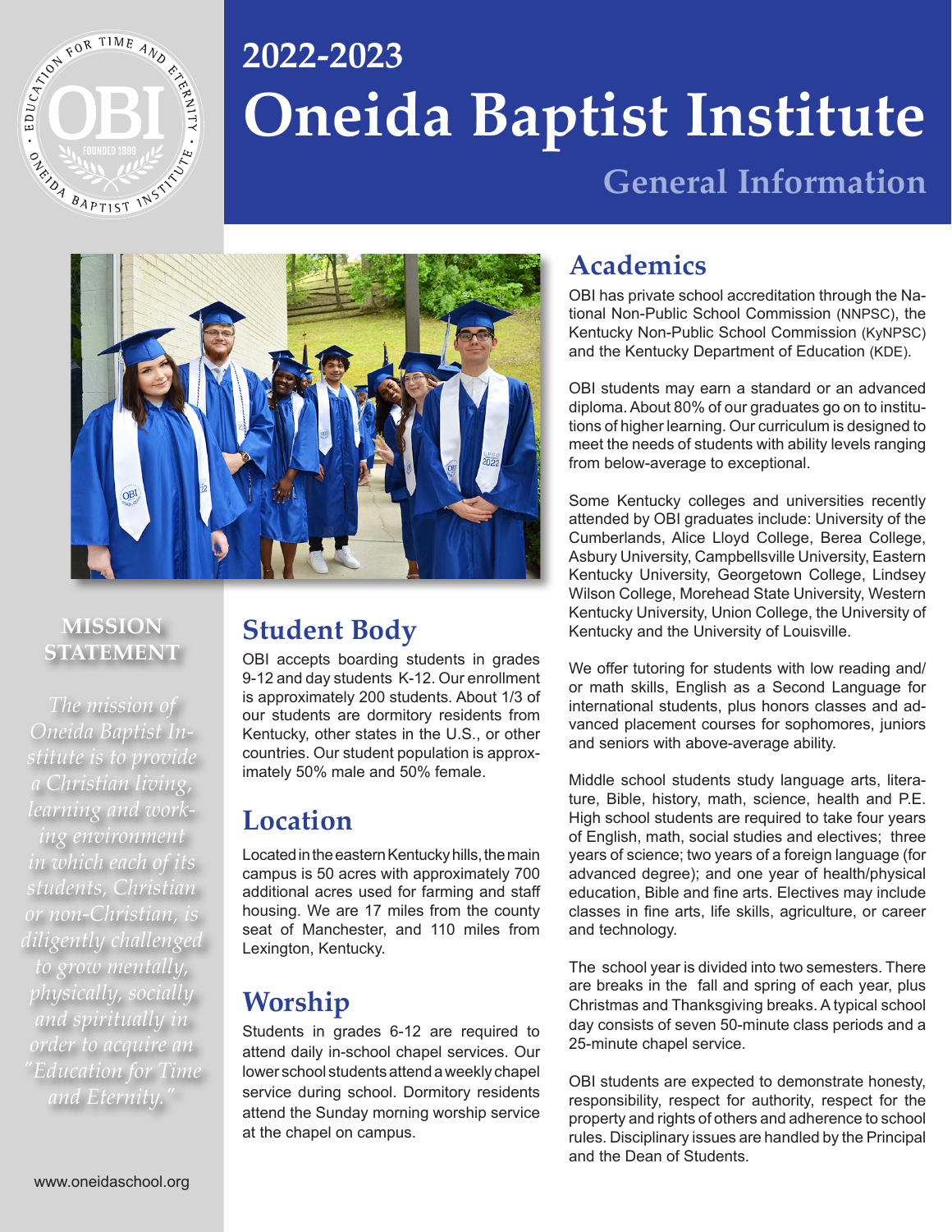# 2022-2023 Oneida Baptist Institute

## General Information

### MISSION STATEMENT

*The mission of Oneida Baptist Institute is to provide a Christian living, learning and working environment in which each of its students, Christian or non-Christian, is diligently challenged to grow mentally, physically, socially and spiritually in order to acquire an "Education for Time and Eternity."*

www.oneidaschool.org

## Student Body

OBI accepts boarding students in grades 9-12 and day students K-12. Our enrollment is approximately 200 students. About 1/3 of our students are dormitory residents from Kentucky, other states in the U.S., or other countries. Our student population is approximately 50% male and 50% female.

## Location

Located in the eastern Kentucky hills, the main campus is 50 acres with approximately 700 additional acres used for farming and staff housing. We are 17 miles from the county seat of Manchester, and 110 miles from Lexington, Kentucky.

## Worship

Students in grades 6-12 are required to attend daily in-school chapel services. Our lower school students attend a weekly chapel service during school. Dormitory residents attend the Sunday morning worship service at the chapel on campus.

## Academics

OBI has private school accreditation through the National Non-Public School Commission (NNPSC), the Kentucky Non-Public School Commission (KyNPSC) and the Kentucky Department of Education (KDE).

OBI students may earn a standard or an advanced diploma. About 80% of our graduates go on to institutions of higher learning. Our curriculum is designed to meet the needs of students with ability levels ranging from below-average to exceptional.

Some Kentucky colleges and universities recently attended by OBI graduates include: University of the Cumberlands, Alice Lloyd College, Berea College, Asbury University, Campbellsville University, Eastern Kentucky University, Georgetown College, Lindsey Wilson College, Morehead State University, Western Kentucky University, Union College, the University of Kentucky and the University of Louisville.

We offer tutoring for students with low reading and/or math skills, English as a Second Language for international students, plus honors classes and advanced placement courses for sophomores, juniors and seniors with above-average ability.

Middle school students study language arts, literature, Bible, history, math, science, health and P.E. High school students are required to take four years of English, math, social studies and electives; three years of science; two years of a foreign language (for advanced degree); and one year of health/physical education, Bible and fine arts. Electives may include classes in fine arts, life skills, agriculture, or career and technology.

The school year is divided into two semesters. There are breaks in the fall and spring of each year, plus Christmas and Thanksgiving breaks. A typical school day consists of seven 50-minute class periods and a 25-minute chapel service.

OBI students are expected to demonstrate honesty, responsibility, respect for authority, respect for the property and rights of others and adherence to school rules. Disciplinary issues are handled by the Principal and the Dean of Students.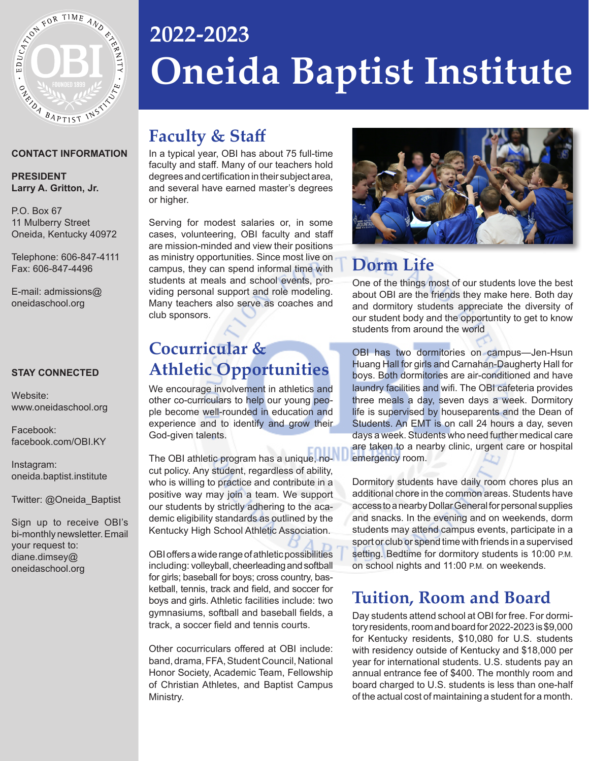# 2022-2023

# Oneida Baptist Institute

**CONTACT INFORMATION**

**PRESIDENT**
**Larry A. Gritton, Jr.**

P.O. Box 67
11 Mulberry Street
Oneida, Kentucky 40972

Telephone: 606-847-4111
Fax: 606-847-4496

E-mail: admissions@oneidaschool.org

**STAY CONNECTED**

Website:
www.oneidaschool.org

Facebook:
facebook.com/OBI.KY

Instagram:
oneida.baptist.institute

Twitter: @Oneida_Baptist

Sign up to receive OBI's bi-monthly newsletter. Email your request to:
diane.dimsey@oneidaschool.org

## Faculty & Staff

In a typical year, OBI has about 75 full-time faculty and staff. Many of our teachers hold degrees and certification in their subject area, and several have earned master's degrees or higher.

Serving for modest salaries or, in some cases, volunteering, OBI faculty and staff are mission-minded and view their positions as ministry opportunities. Since most live on campus, they can spend informal time with students at meals and school events, providing personal support and role modeling. Many teachers also serve as coaches and club sponsors.

## Cocurricular & Athletic Opportunities

We encourage involvement in athletics and other co-curriculars to help our young people become well-rounded in education and experience and to identify and grow their God-given talents.

The OBI athletic program has a unique, no-cut policy. Any student, regardless of ability, who is willing to practice and contribute in a positive way may join a team. We support our students by strictly adhering to the academic eligibility standards as outlined by the Kentucky High School Athletic Association.

OBI offers a wide range of athletic possibilities including: volleyball, cheerleading and softball for girls; baseball for boys; cross country, basketball, tennis, track and field, and soccer for boys and girls. Athletic facilities include: two gymnasiums, softball and baseball fields, a track, a soccer field and tennis courts.

Other cocurriculars offered at OBI include: band, drama, FFA, Student Council, National Honor Society, Academic Team, Fellowship of Christian Athletes, and Baptist Campus Ministry.

## Dorm Life

One of the things most of our students love the best about OBI are the friends they make here. Both day and dormitory students appreciate the diversity of our student body and the opportuntity to get to know students from around the world

OBI has two dormitories on campus—Jen-Hsun Huang Hall for girls and Carnahan-Daugherty Hall for boys. Both dormitories are air-conditioned and have laundry facilities and wifi. The OBI cafeteria provides three meals a day, seven days a week. Dormitory life is supervised by houseparents and the Dean of Students. An EMT is on call 24 hours a day, seven days a week. Students who need further medical care are taken to a nearby clinic, urgent care or hospital emergency room.

Dormitory students have daily room chores plus an additional chore in the common areas. Students have access to a nearby Dollar General for personal supplies and snacks. In the evening and on weekends, dorm students may attend campus events, participate in a sport or club or spend time with friends in a supervised setting. Bedtime for dormitory students is 10:00 P.M. on school nights and 11:00 P.M. on weekends.

## Tuition, Room and Board

Day students attend school at OBI for free. For dormitory residents, room and board for 2022-2023 is $9,000 for Kentucky residents, $10,080 for U.S. students with residency outside of Kentucky and $18,000 per year for international students. U.S. students pay an annual entrance fee of $400. The monthly room and board charged to U.S. students is less than one-half of the actual cost of maintaining a student for a month.